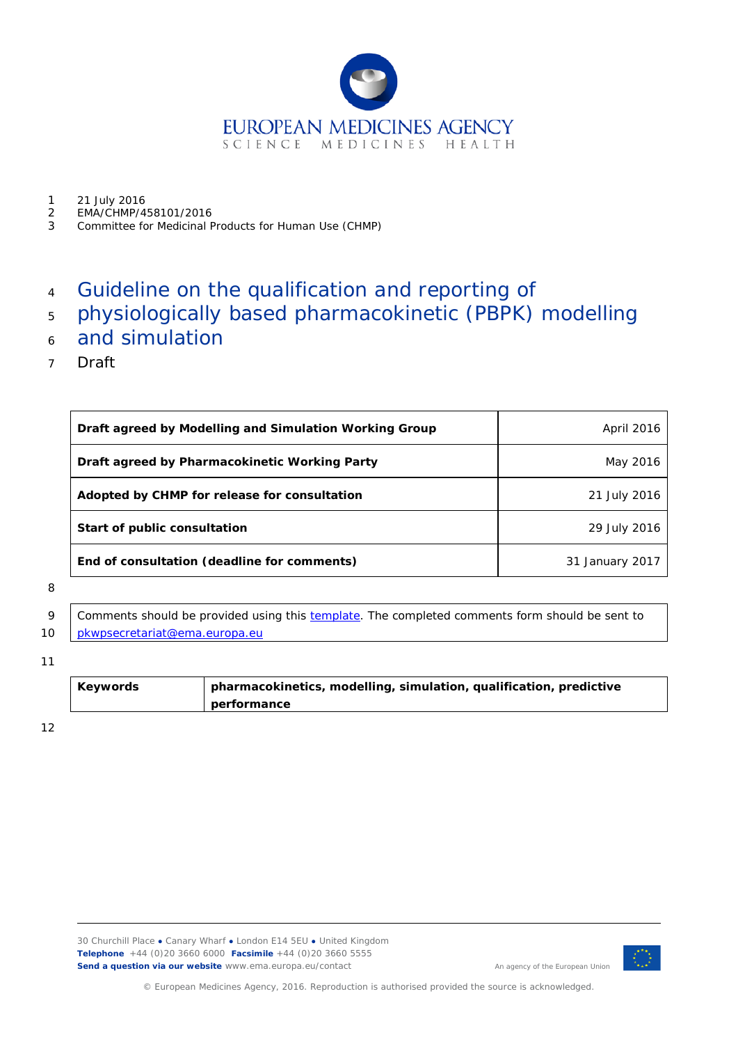21 July 2016
EMA/CHMP/458101/2016
Committee for Medicinal Products for Human Use (CHMP)

# Guideline on the qualification and reporting of physiologically based pharmacokinetic (PBPK) modelling and simulation

Draft

| | |
|---|---|
| **Draft agreed by Modelling and Simulation Working Group** | April 2016 |
| **Draft agreed by Pharmacokinetic Working Party** | May 2016 |
| **Adopted by CHMP for release for consultation** | 21 July 2016 |
| **Start of public consultation** | 29 July 2016 |
| **End of consultation (deadline for comments)** | 31 January 2017 |

Comments should be provided using this template. The completed comments form should be sent to pkwpsecretariat@ema.europa.eu

| | |
|---|---|
| **Keywords** | **pharmacokinetics, modelling, simulation, qualification, predictive performance** |

30 Churchill Place ● Canary Wharf ● London E14 5EU ● United Kingdom
**Telephone** +44 (0)20 3660 6000 **Facsimile** +44 (0)20 3660 5555
**Send a question via our website** www.ema.europa.eu/contact

An agency of the European Union

© European Medicines Agency, 2016. Reproduction is authorised provided the source is acknowledged.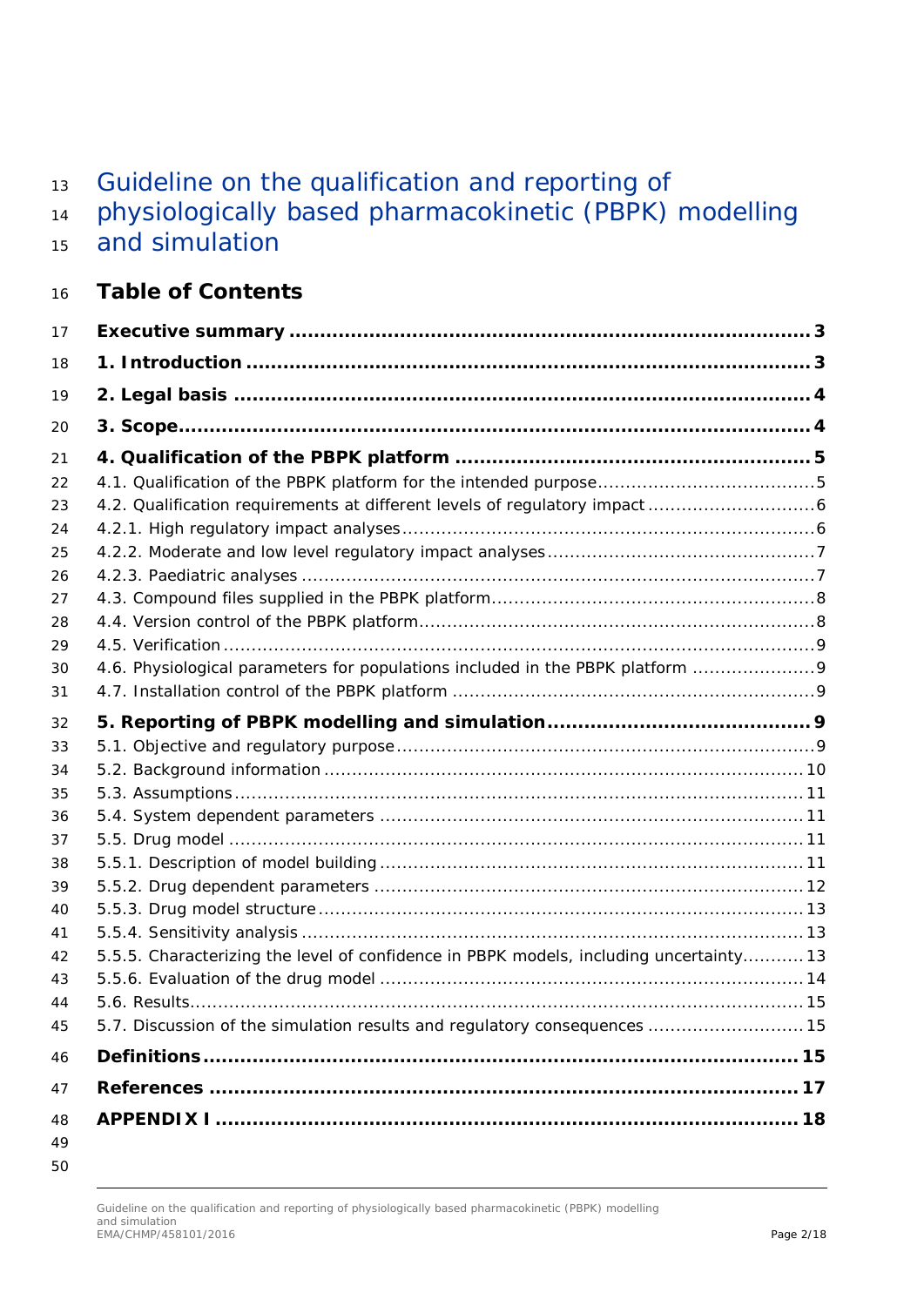# Guideline on the qualification and reporting of physiologically based pharmacokinetic (PBPK) modelling and simulation

## Table of Contents

**Executive summary ..................................................................................... 3**

**1. Introduction ............................................................................................ 3**

**2. Legal basis .............................................................................................. 4**

**3. Scope....................................................................................................... 4**

**4. Qualification of the PBPK platform .......................................................... 5**

4.1. Qualification of the PBPK platform for the intended purpose....................................... 5

4.2. Qualification requirements at different levels of regulatory impact .............................. 6

4.2.1. High regulatory impact analyses........................................................................ 6

4.2.2. Moderate and low level regulatory impact analyses................................................ 7

4.2.3. Paediatric analyses .......................................................................................... 7

4.3. Compound files supplied in the PBPK platform......................................................... 8

4.4. Version control of the PBPK platform...................................................................... 8

4.5. Verification ........................................................................................................ 9

4.6. Physiological parameters for populations included in the PBPK platform ...................... 9

4.7. Installation control of the PBPK platform ................................................................ 9

**5. Reporting of PBPK modelling and simulation ............................................. 9**

5.1. Objective and regulatory purpose ......................................................................... 9

5.2. Background information .................................................................................... 10

5.3. Assumptions.................................................................................................... 11

5.4. System dependent parameters ........................................................................... 11

5.5. Drug model ..................................................................................................... 11

5.5.1. Description of model building ........................................................................... 11

5.5.2. Drug dependent parameters ............................................................................ 12

5.5.3. Drug model structure ..................................................................................... 13

5.5.4. Sensitivity analysis ........................................................................................ 13

5.5.5. Characterizing the level of confidence in PBPK models, including uncertainty........... 13

5.5.6. Evaluation of the drug model ........................................................................... 14

5.6. Results............................................................................................................ 15

5.7. Discussion of the simulation results and regulatory consequences ............................ 15

**Definitions ................................................................................................ 15**

**References ................................................................................................ 17**

**APPENDIX I .............................................................................................. 18**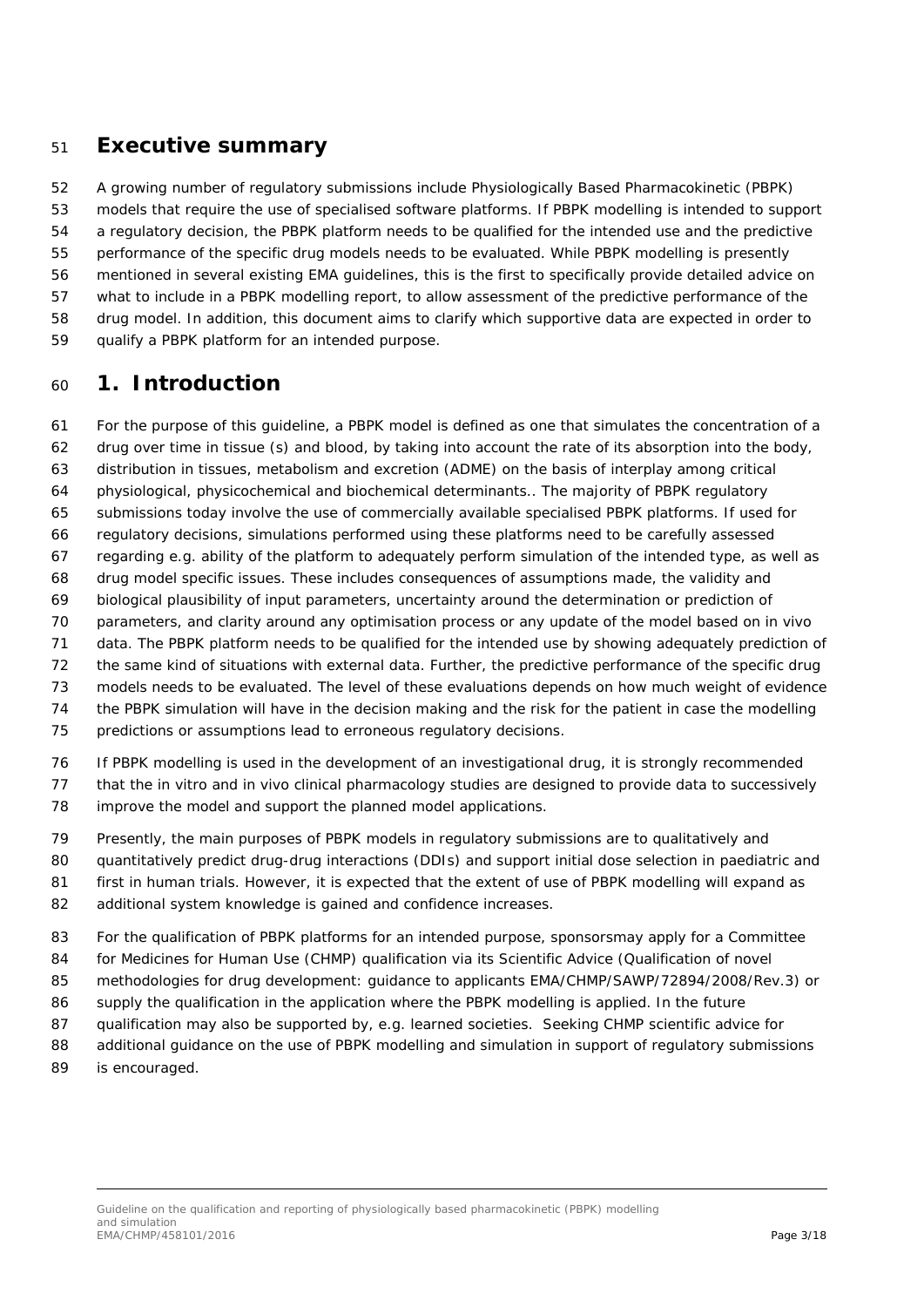## Executive summary

A growing number of regulatory submissions include Physiologically Based Pharmacokinetic (PBPK) models that require the use of specialised software platforms. If PBPK modelling is intended to support a regulatory decision, the PBPK platform needs to be qualified for the intended use and the predictive performance of the specific drug models needs to be evaluated. While PBPK modelling is presently mentioned in several existing EMA guidelines, this is the first to specifically provide detailed advice on what to include in a PBPK modelling report, to allow assessment of the predictive performance of the drug model. In addition, this document aims to clarify which supportive data are expected in order to qualify a PBPK platform for an intended purpose.

## 1. Introduction

For the purpose of this guideline, a PBPK model is defined as one that simulates the concentration of a drug over time in tissue (s) and blood, by taking into account the rate of its absorption into the body, distribution in tissues, metabolism and excretion (ADME) on the basis of interplay among critical physiological, physicochemical and biochemical determinants.. The majority of PBPK regulatory submissions today involve the use of commercially available specialised PBPK platforms. If used for regulatory decisions, simulations performed using these platforms need to be carefully assessed regarding e.g. ability of the platform to adequately perform simulation of the intended type, as well as drug model specific issues. These includes consequences of assumptions made, the validity and biological plausibility of input parameters, uncertainty around the determination or prediction of parameters, and clarity around any optimisation process or any update of the model based on in vivo data. The PBPK platform needs to be qualified for the intended use by showing adequately prediction of the same kind of situations with external data. Further, the predictive performance of the specific drug models needs to be evaluated. The level of these evaluations depends on how much weight of evidence the PBPK simulation will have in the decision making and the risk for the patient in case the modelling predictions or assumptions lead to erroneous regulatory decisions.

If PBPK modelling is used in the development of an investigational drug, it is strongly recommended that the in vitro and in vivo clinical pharmacology studies are designed to provide data to successively improve the model and support the planned model applications.

Presently, the main purposes of PBPK models in regulatory submissions are to qualitatively and quantitatively predict drug-drug interactions (DDIs) and support initial dose selection in paediatric and first in human trials. However, it is expected that the extent of use of PBPK modelling will expand as additional system knowledge is gained and confidence increases.

For the qualification of PBPK platforms for an intended purpose, sponsorsmay apply for a Committee for Medicines for Human Use (CHMP) qualification via its Scientific Advice (Qualification of novel methodologies for drug development: guidance to applicants EMA/CHMP/SAWP/72894/2008/Rev.3) or supply the qualification in the application where the PBPK modelling is applied. In the future qualification may also be supported by, e.g. learned societies. Seeking CHMP scientific advice for additional guidance on the use of PBPK modelling and simulation in support of regulatory submissions is encouraged.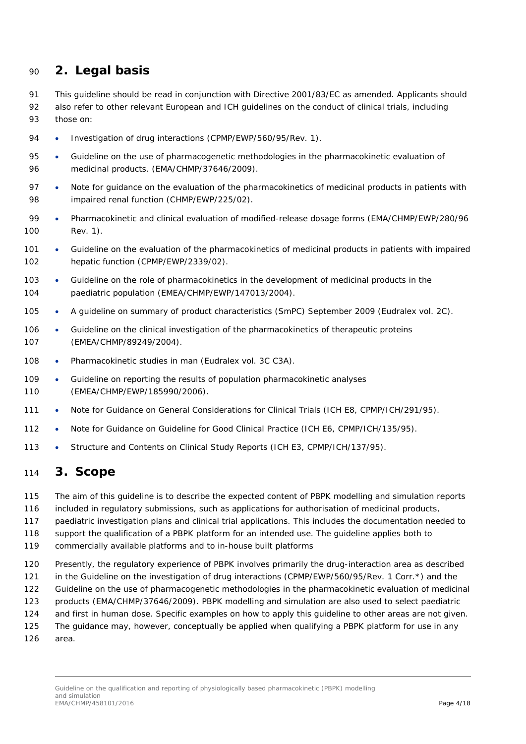## 2. Legal basis

This guideline should be read in conjunction with Directive 2001/83/EC as amended. Applicants should also refer to other relevant European and ICH guidelines on the conduct of clinical trials, including those on:

- Investigation of drug interactions (CPMP/EWP/560/95/Rev. 1).
- Guideline on the use of pharmacogenetic methodologies in the pharmacokinetic evaluation of medicinal products. (EMA/CHMP/37646/2009).
- Note for guidance on the evaluation of the pharmacokinetics of medicinal products in patients with impaired renal function (CHMP/EWP/225/02).
- Pharmacokinetic and clinical evaluation of modified-release dosage forms (EMA/CHMP/EWP/280/96 Rev. 1).
- Guideline on the evaluation of the pharmacokinetics of medicinal products in patients with impaired hepatic function (CPMP/EWP/2339/02).
- Guideline on the role of pharmacokinetics in the development of medicinal products in the paediatric population (EMEA/CHMP/EWP/147013/2004).
- A guideline on summary of product characteristics (SmPC) September 2009 (Eudralex vol. 2C).
- Guideline on the clinical investigation of the pharmacokinetics of therapeutic proteins (EMEA/CHMP/89249/2004).
- Pharmacokinetic studies in man (Eudralex vol. 3C C3A).
- Guideline on reporting the results of population pharmacokinetic analyses (EMEA/CHMP/EWP/185990/2006).
- Note for Guidance on General Considerations for Clinical Trials (ICH E8, CPMP/ICH/291/95).
- Note for Guidance on Guideline for Good Clinical Practice (ICH E6, CPMP/ICH/135/95).
- Structure and Contents on Clinical Study Reports (ICH E3, CPMP/ICH/137/95).

## 3. Scope

The aim of this guideline is to describe the expected content of PBPK modelling and simulation reports included in regulatory submissions, such as applications for authorisation of medicinal products, paediatric investigation plans and clinical trial applications. This includes the documentation needed to support the qualification of a PBPK platform for an intended use. The guideline applies both to commercially available platforms and to in-house built platforms

Presently, the regulatory experience of PBPK involves primarily the drug-interaction area as described in the Guideline on the investigation of drug interactions (CPMP/EWP/560/95/Rev. 1 Corr.*) and the Guideline on the use of pharmacogenetic methodologies in the pharmacokinetic evaluation of medicinal products (EMA/CHMP/37646/2009). PBPK modelling and simulation are also used to select paediatric and first in human dose. Specific examples on how to apply this guideline to other areas are not given. The guidance may, however, conceptually be applied when qualifying a PBPK platform for use in any area.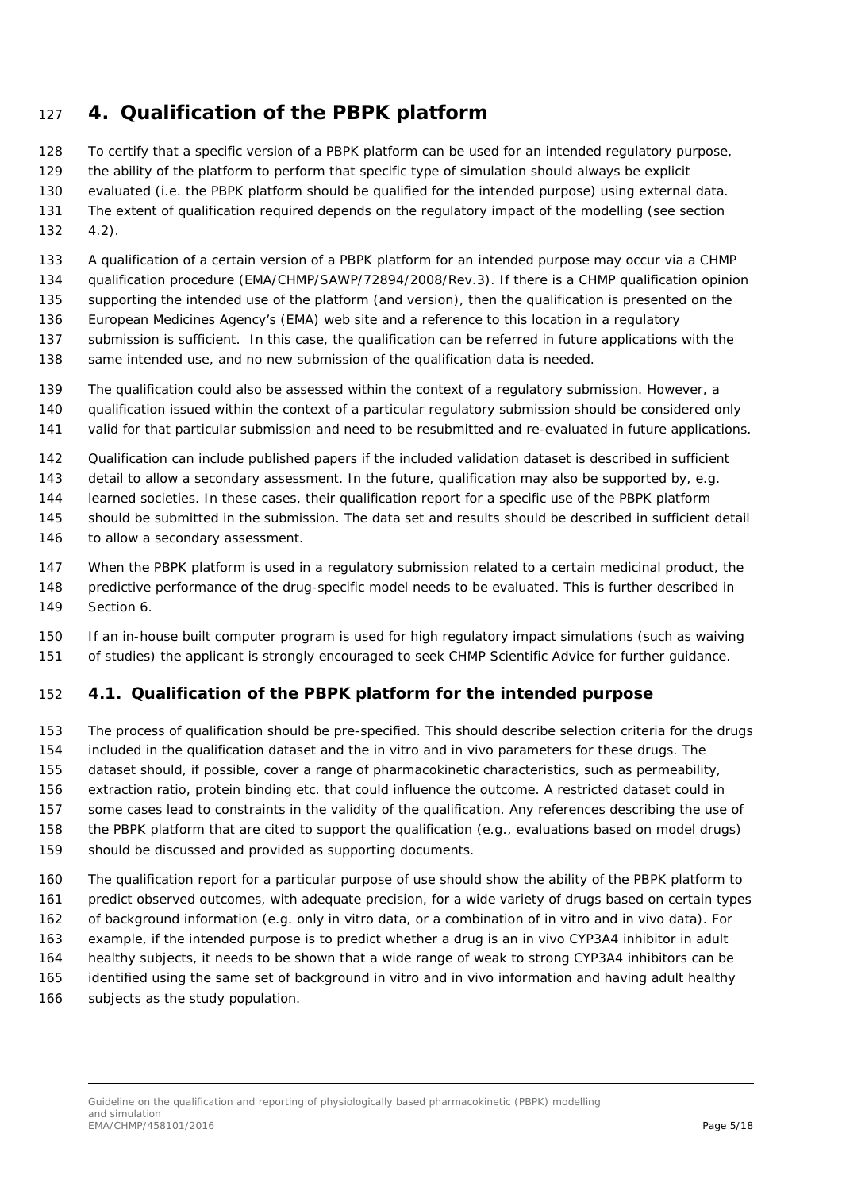# 4. Qualification of the PBPK platform

To certify that a specific version of a PBPK platform can be used for an intended regulatory purpose, the ability of the platform to perform that specific type of simulation should always be explicit evaluated (i.e. the PBPK platform should be qualified for the intended purpose) using external data. The extent of qualification required depends on the regulatory impact of the modelling (see section 4.2).

A qualification of a certain version of a PBPK platform for an intended purpose may occur via a CHMP qualification procedure (EMA/CHMP/SAWP/72894/2008/Rev.3). If there is a CHMP qualification opinion supporting the intended use of the platform (and version), then the qualification is presented on the European Medicines Agency's (EMA) web site and a reference to this location in a regulatory submission is sufficient.  In this case, the qualification can be referred in future applications with the same intended use, and no new submission of the qualification data is needed.

The qualification could also be assessed within the context of a regulatory submission. However, a qualification issued within the context of a particular regulatory submission should be considered only valid for that particular submission and need to be resubmitted and re-evaluated in future applications.

Qualification can include published papers if the included validation dataset is described in sufficient detail to allow a secondary assessment. In the future, qualification may also be supported by, e.g. learned societies. In these cases, their qualification report for a specific use of the PBPK platform should be submitted in the submission. The data set and results should be described in sufficient detail to allow a secondary assessment.

When the PBPK platform is used in a regulatory submission related to a certain medicinal product, the predictive performance of the drug-specific model needs to be evaluated. This is further described in Section 6.

If an in-house built computer program is used for high regulatory impact simulations (such as waiving of studies) the applicant is strongly encouraged to seek CHMP Scientific Advice for further guidance.

## 4.1. Qualification of the PBPK platform for the intended purpose

The process of qualification should be pre-specified. This should describe selection criteria for the drugs included in the qualification dataset and the in vitro and in vivo parameters for these drugs. The dataset should, if possible, cover a range of pharmacokinetic characteristics, such as permeability, extraction ratio, protein binding etc. that could influence the outcome. A restricted dataset could in some cases lead to constraints in the validity of the qualification. Any references describing the use of the PBPK platform that are cited to support the qualification (e.g., evaluations based on model drugs) should be discussed and provided as supporting documents.

The qualification report for a particular purpose of use should show the ability of the PBPK platform to predict observed outcomes, with adequate precision, for a wide variety of drugs based on certain types of background information (e.g. only in vitro data, or a combination of in vitro and in vivo data). For example, if the intended purpose is to predict whether a drug is an in vivo CYP3A4 inhibitor in adult healthy subjects, it needs to be shown that a wide range of weak to strong CYP3A4 inhibitors can be identified using the same set of background in vitro and in vivo information and having adult healthy subjects as the study population.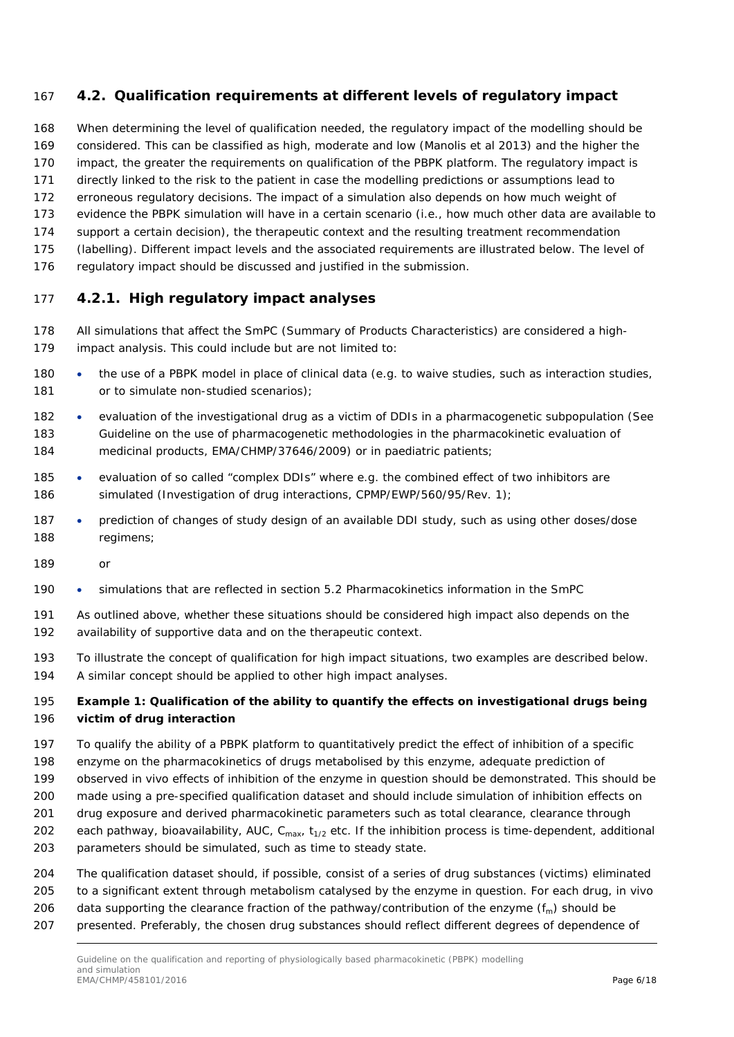## 4.2. Qualification requirements at different levels of regulatory impact

When determining the level of qualification needed, the regulatory impact of the modelling should be considered. This can be classified as high, moderate and low (Manolis et al 2013) and the higher the impact, the greater the requirements on qualification of the PBPK platform. The regulatory impact is directly linked to the risk to the patient in case the modelling predictions or assumptions lead to erroneous regulatory decisions. The impact of a simulation also depends on how much weight of evidence the PBPK simulation will have in a certain scenario (i.e., how much other data are available to support a certain decision), the therapeutic context and the resulting treatment recommendation (labelling). Different impact levels and the associated requirements are illustrated below. The level of regulatory impact should be discussed and justified in the submission.

### 4.2.1. High regulatory impact analyses

All simulations that affect the SmPC (Summary of Products Characteristics) are considered a high-impact analysis. This could include but are not limited to:

- the use of a PBPK model in place of clinical data (e.g. to waive studies, such as interaction studies, or to simulate non-studied scenarios);
- evaluation of the investigational drug as a victim of DDIs in a pharmacogenetic subpopulation (See Guideline on the use of pharmacogenetic methodologies in the pharmacokinetic evaluation of medicinal products, EMA/CHMP/37646/2009) or in paediatric patients;
- evaluation of so called "complex DDIs" where e.g. the combined effect of two inhibitors are simulated (Investigation of drug interactions, CPMP/EWP/560/95/Rev. 1);
- prediction of changes of study design of an available DDI study, such as using other doses/dose regimens;

  or
- simulations that are reflected in section 5.2 Pharmacokinetics information in the SmPC

As outlined above, whether these situations should be considered high impact also depends on the availability of supportive data and on the therapeutic context.

To illustrate the concept of qualification for high impact situations, two examples are described below. A similar concept should be applied to other high impact analyses.

**Example 1: Qualification of the ability to quantify the effects on investigational drugs being victim of drug interaction**

To qualify the ability of a PBPK platform to quantitatively predict the effect of inhibition of a specific enzyme on the pharmacokinetics of drugs metabolised by this enzyme, adequate prediction of observed in vivo effects of inhibition of the enzyme in question should be demonstrated. This should be made using a pre-specified qualification dataset and should include simulation of inhibition effects on drug exposure and derived pharmacokinetic parameters such as total clearance, clearance through each pathway, bioavailability, AUC, $C_{max}$, $t_{1/2}$ etc. If the inhibition process is time-dependent, additional parameters should be simulated, such as time to steady state.

The qualification dataset should, if possible, consist of a series of drug substances (victims) eliminated to a significant extent through metabolism catalysed by the enzyme in question. For each drug, in vivo data supporting the clearance fraction of the pathway/contribution of the enzyme ($f_m$) should be presented. Preferably, the chosen drug substances should reflect different degrees of dependence of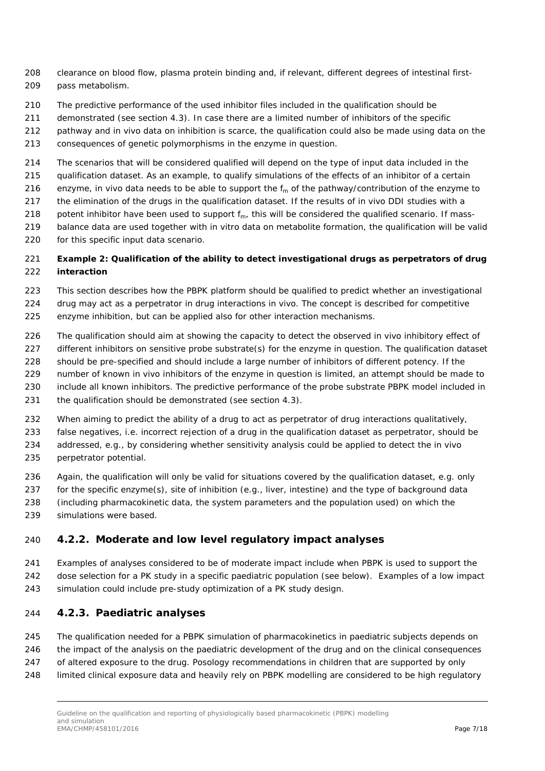clearance on blood flow, plasma protein binding and, if relevant, different degrees of intestinal first-pass metabolism.

The predictive performance of the used inhibitor files included in the qualification should be demonstrated (see section 4.3). In case there are a limited number of inhibitors of the specific pathway and in vivo data on inhibition is scarce, the qualification could also be made using data on the consequences of genetic polymorphisms in the enzyme in question.

The scenarios that will be considered qualified will depend on the type of input data included in the qualification dataset. As an example, to qualify simulations of the effects of an inhibitor of a certain enzyme, in vivo data needs to be able to support the $f_m$ of the pathway/contribution of the enzyme to the elimination of the drugs in the qualification dataset. If the results of in vivo DDI studies with a potent inhibitor have been used to support $f_m$, this will be considered the qualified scenario. If mass-balance data are used together with in vitro data on metabolite formation, the qualification will be valid for this specific input data scenario.

**Example 2: Qualification of the ability to detect investigational drugs as perpetrators of drug interaction**

This section describes how the PBPK platform should be qualified to predict whether an investigational drug may act as a perpetrator in drug interactions in vivo. The concept is described for competitive enzyme inhibition, but can be applied also for other interaction mechanisms.

The qualification should aim at showing the capacity to detect the observed in vivo inhibitory effect of different inhibitors on sensitive probe substrate(s) for the enzyme in question. The qualification dataset should be pre-specified and should include a large number of inhibitors of different potency. If the number of known in vivo inhibitors of the enzyme in question is limited, an attempt should be made to include all known inhibitors. The predictive performance of the probe substrate PBPK model included in the qualification should be demonstrated (see section 4.3).

When aiming to predict the ability of a drug to act as perpetrator of drug interactions qualitatively, false negatives, i.e. incorrect rejection of a drug in the qualification dataset as perpetrator, should be addressed, e.g., by considering whether sensitivity analysis could be applied to detect the in vivo perpetrator potential.

Again, the qualification will only be valid for situations covered by the qualification dataset, e.g. only for the specific enzyme(s), site of inhibition (e.g., liver, intestine) and the type of background data (including pharmacokinetic data, the system parameters and the population used) on which the simulations were based.

### 4.2.2. Moderate and low level regulatory impact analyses

Examples of analyses considered to be of moderate impact include when PBPK is used to support the dose selection for a PK study in a specific paediatric population (see below). Examples of a low impact simulation could include pre-study optimization of a PK study design.

### 4.2.3. Paediatric analyses

The qualification needed for a PBPK simulation of pharmacokinetics in paediatric subjects depends on the impact of the analysis on the paediatric development of the drug and on the clinical consequences of altered exposure to the drug. Posology recommendations in children that are supported by only limited clinical exposure data and heavily rely on PBPK modelling are considered to be high regulatory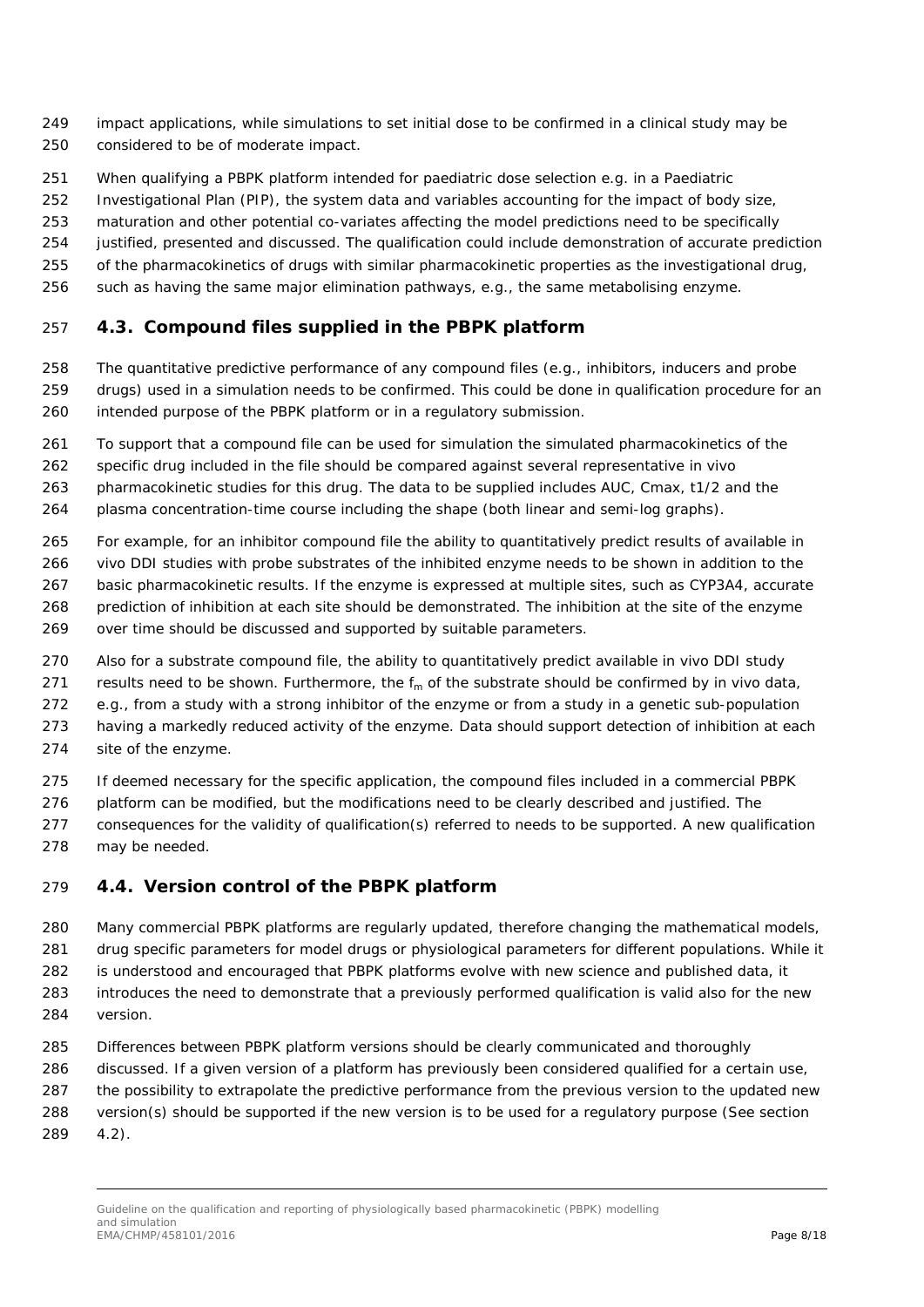impact applications, while simulations to set initial dose to be confirmed in a clinical study may be considered to be of moderate impact.

When qualifying a PBPK platform intended for paediatric dose selection e.g. in a Paediatric Investigational Plan (PIP), the system data and variables accounting for the impact of body size, maturation and other potential co-variates affecting the model predictions need to be specifically justified, presented and discussed. The qualification could include demonstration of accurate prediction of the pharmacokinetics of drugs with similar pharmacokinetic properties as the investigational drug, such as having the same major elimination pathways, e.g., the same metabolising enzyme.

## 4.3. Compound files supplied in the PBPK platform

The quantitative predictive performance of any compound files (e.g., inhibitors, inducers and probe drugs) used in a simulation needs to be confirmed. This could be done in qualification procedure for an intended purpose of the PBPK platform or in a regulatory submission.

To support that a compound file can be used for simulation the simulated pharmacokinetics of the specific drug included in the file should be compared against several representative in vivo pharmacokinetic studies for this drug. The data to be supplied includes AUC, Cmax, t1/2 and the plasma concentration-time course including the shape (both linear and semi-log graphs).

For example, for an inhibitor compound file the ability to quantitatively predict results of available in vivo DDI studies with probe substrates of the inhibited enzyme needs to be shown in addition to the basic pharmacokinetic results. If the enzyme is expressed at multiple sites, such as CYP3A4, accurate prediction of inhibition at each site should be demonstrated. The inhibition at the site of the enzyme over time should be discussed and supported by suitable parameters.

Also for a substrate compound file, the ability to quantitatively predict available in vivo DDI study results need to be shown. Furthermore, the $f_m$ of the substrate should be confirmed by in vivo data, e.g., from a study with a strong inhibitor of the enzyme or from a study in a genetic sub-population having a markedly reduced activity of the enzyme. Data should support detection of inhibition at each site of the enzyme.

If deemed necessary for the specific application, the compound files included in a commercial PBPK platform can be modified, but the modifications need to be clearly described and justified. The consequences for the validity of qualification(s) referred to needs to be supported. A new qualification may be needed.

## 4.4. Version control of the PBPK platform

Many commercial PBPK platforms are regularly updated, therefore changing the mathematical models, drug specific parameters for model drugs or physiological parameters for different populations. While it is understood and encouraged that PBPK platforms evolve with new science and published data, it introduces the need to demonstrate that a previously performed qualification is valid also for the new version.

Differences between PBPK platform versions should be clearly communicated and thoroughly discussed. If a given version of a platform has previously been considered qualified for a certain use, the possibility to extrapolate the predictive performance from the previous version to the updated new version(s) should be supported if the new version is to be used for a regulatory purpose (See section 4.2).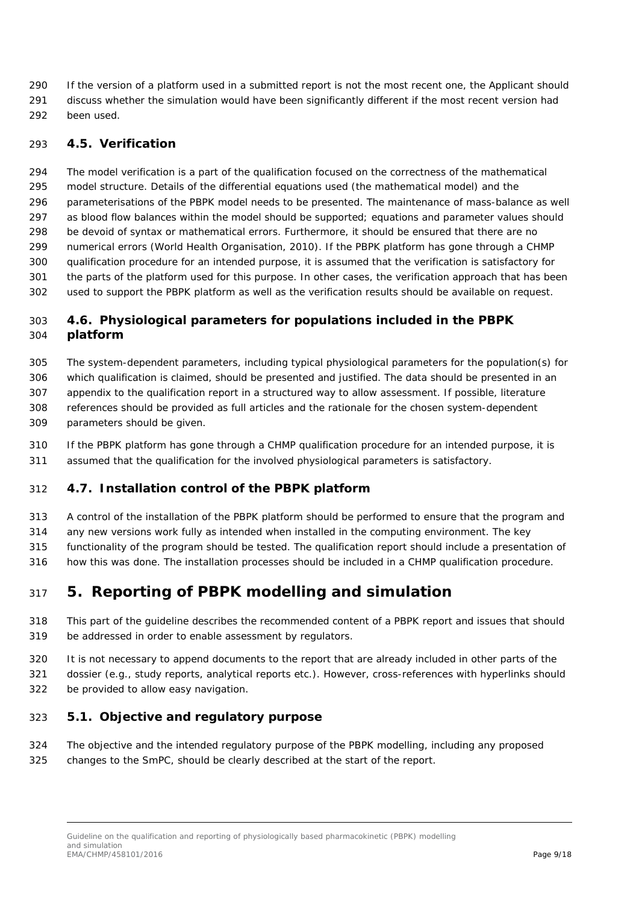If the version of a platform used in a submitted report is not the most recent one, the Applicant should discuss whether the simulation would have been significantly different if the most recent version had been used.

### 4.5. Verification

The model verification is a part of the qualification focused on the correctness of the mathematical model structure. Details of the differential equations used (the mathematical model) and the parameterisations of the PBPK model needs to be presented. The maintenance of mass-balance as well as blood flow balances within the model should be supported; equations and parameter values should be devoid of syntax or mathematical errors. Furthermore, it should be ensured that there are no numerical errors (World Health Organisation, 2010). If the PBPK platform has gone through a CHMP qualification procedure for an intended purpose, it is assumed that the verification is satisfactory for the parts of the platform used for this purpose. In other cases, the verification approach that has been used to support the PBPK platform as well as the verification results should be available on request.

### 4.6. Physiological parameters for populations included in the PBPK platform

The system-dependent parameters, including typical physiological parameters for the population(s) for which qualification is claimed, should be presented and justified. The data should be presented in an appendix to the qualification report in a structured way to allow assessment. If possible, literature references should be provided as full articles and the rationale for the chosen system-dependent parameters should be given.

If the PBPK platform has gone through a CHMP qualification procedure for an intended purpose, it is assumed that the qualification for the involved physiological parameters is satisfactory.

### 4.7. Installation control of the PBPK platform

A control of the installation of the PBPK platform should be performed to ensure that the program and any new versions work fully as intended when installed in the computing environment. The key functionality of the program should be tested. The qualification report should include a presentation of how this was done. The installation processes should be included in a CHMP qualification procedure.

## 5. Reporting of PBPK modelling and simulation

This part of the guideline describes the recommended content of a PBPK report and issues that should be addressed in order to enable assessment by regulators.

It is not necessary to append documents to the report that are already included in other parts of the dossier (e.g., study reports, analytical reports etc.). However, cross-references with hyperlinks should be provided to allow easy navigation.

### 5.1. Objective and regulatory purpose

The objective and the intended regulatory purpose of the PBPK modelling, including any proposed changes to the SmPC, should be clearly described at the start of the report.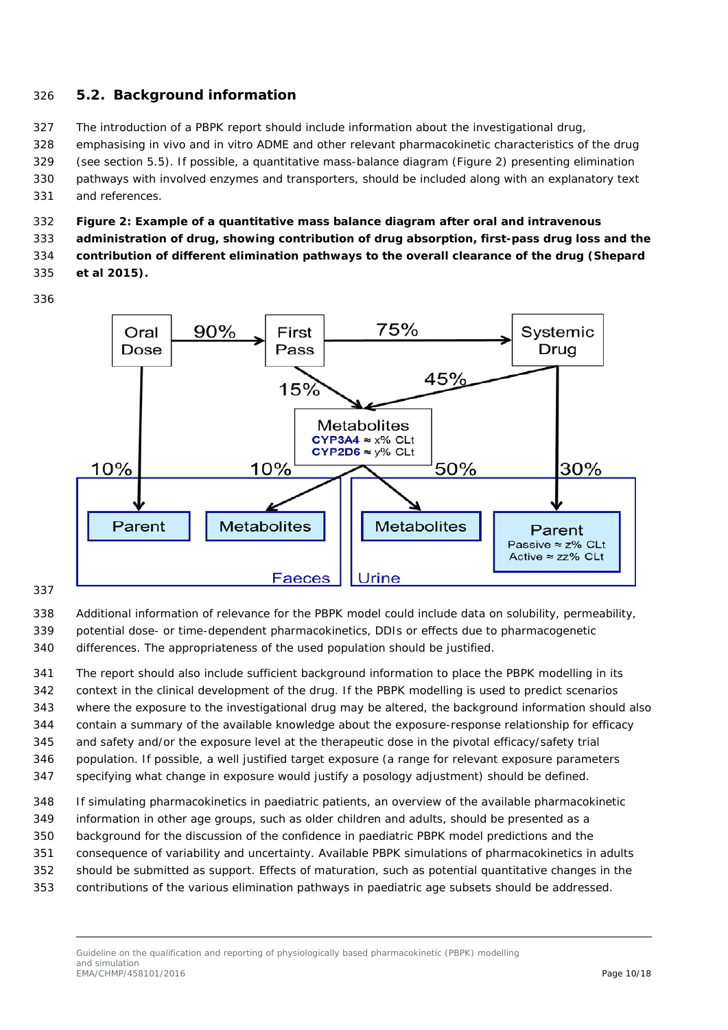## 5.2. Background information

The introduction of a PBPK report should include information about the investigational drug, emphasising in vivo and in vitro ADME and other relevant pharmacokinetic characteristics of the drug (see section 5.5). If possible, a quantitative mass-balance diagram (Figure 2) presenting elimination pathways with involved enzymes and transporters, should be included along with an explanatory text and references.

**Figure 2: Example of a quantitative mass balance diagram after oral and intravenous administration of drug, showing contribution of drug absorption, first-pass drug loss and the contribution of different elimination pathways to the overall clearance of the drug (Shepard et al 2015).**

Additional information of relevance for the PBPK model could include data on solubility, permeability, potential dose- or time-dependent pharmacokinetics, DDIs or effects due to pharmacogenetic differences. The appropriateness of the used population should be justified.

The report should also include sufficient background information to place the PBPK modelling in its context in the clinical development of the drug. If the PBPK modelling is used to predict scenarios where the exposure to the investigational drug may be altered, the background information should also contain a summary of the available knowledge about the exposure-response relationship for efficacy and safety and/or the exposure level at the therapeutic dose in the pivotal efficacy/safety trial population. If possible, a well justified target exposure (a range for relevant exposure parameters specifying what change in exposure would justify a posology adjustment) should be defined.

If simulating pharmacokinetics in paediatric patients, an overview of the available pharmacokinetic information in other age groups, such as older children and adults, should be presented as a background for the discussion of the confidence in paediatric PBPK model predictions and the consequence of variability and uncertainty. Available PBPK simulations of pharmacokinetics in adults should be submitted as support. Effects of maturation, such as potential quantitative changes in the contributions of the various elimination pathways in paediatric age subsets should be addressed.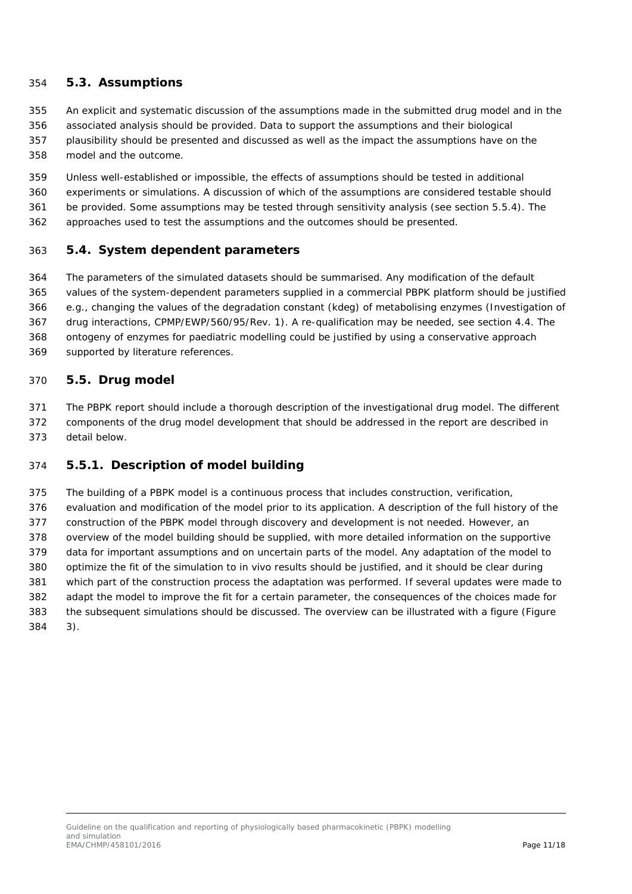## 5.3. Assumptions

An explicit and systematic discussion of the assumptions made in the submitted drug model and in the associated analysis should be provided. Data to support the assumptions and their biological plausibility should be presented and discussed as well as the impact the assumptions have on the model and the outcome.

Unless well-established or impossible, the effects of assumptions should be tested in additional experiments or simulations. A discussion of which of the assumptions are considered testable should be provided. Some assumptions may be tested through sensitivity analysis (see section 5.5.4). The approaches used to test the assumptions and the outcomes should be presented.

## 5.4. System dependent parameters

The parameters of the simulated datasets should be summarised. Any modification of the default values of the system-dependent parameters supplied in a commercial PBPK platform should be justified e.g., changing the values of the degradation constant (kdeg) of metabolising enzymes (Investigation of drug interactions, CPMP/EWP/560/95/Rev. 1). A re-qualification may be needed, see section 4.4. The ontogeny of enzymes for paediatric modelling could be justified by using a conservative approach supported by literature references.

## 5.5. Drug model

The PBPK report should include a thorough description of the investigational drug model. The different components of the drug model development that should be addressed in the report are described in detail below.

### 5.5.1. Description of model building

The building of a PBPK model is a continuous process that includes construction, verification, evaluation and modification of the model prior to its application. A description of the full history of the construction of the PBPK model through discovery and development is not needed. However, an overview of the model building should be supplied, with more detailed information on the supportive data for important assumptions and on uncertain parts of the model. Any adaptation of the model to optimize the fit of the simulation to in vivo results should be justified, and it should be clear during which part of the construction process the adaptation was performed. If several updates were made to adapt the model to improve the fit for a certain parameter, the consequences of the choices made for the subsequent simulations should be discussed. The overview can be illustrated with a figure (Figure 3).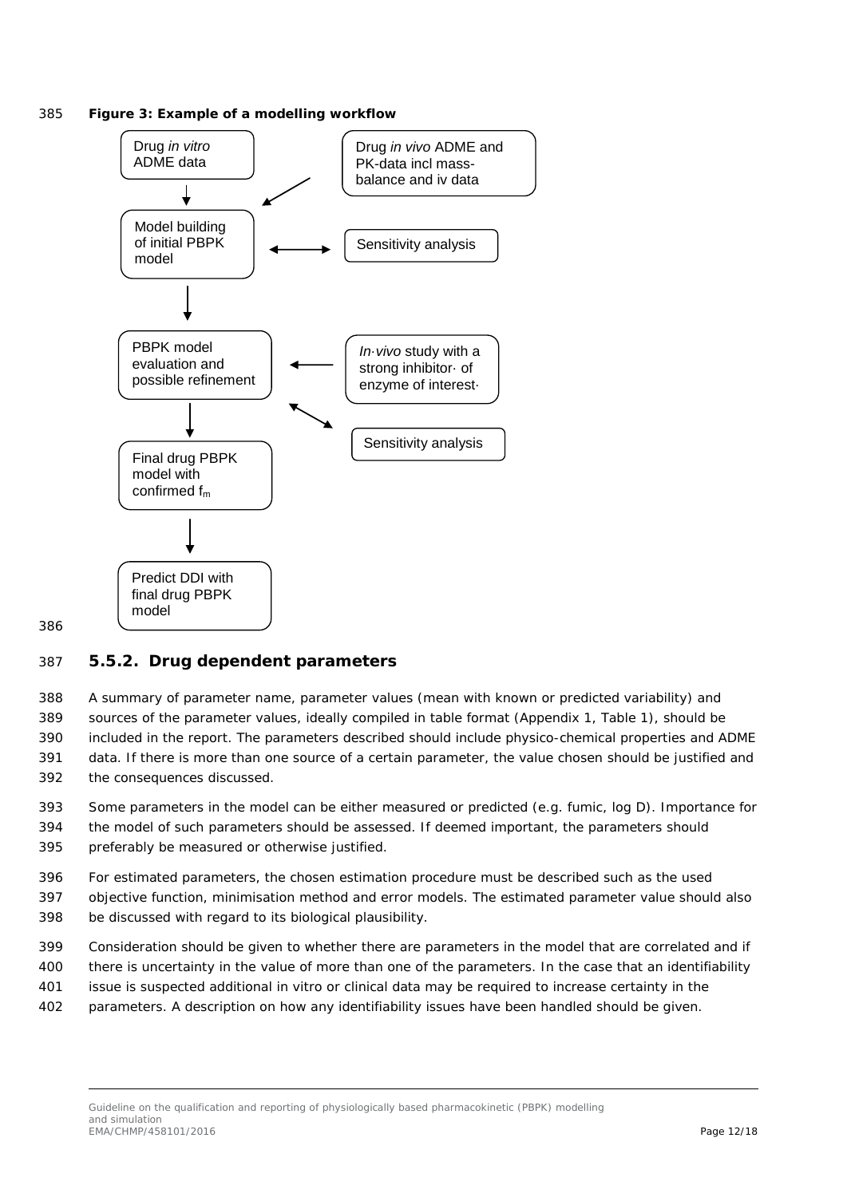**Figure 3: Example of a modelling workflow**

Drug *in vitro* ADME data → Model building of initial PBPK model ← Drug *in vivo* ADME and PK-data incl mass-balance and iv data

Model building of initial PBPK model ↔ Sensitivity analysis

Model building of initial PBPK model → PBPK model evaluation and possible refinement ← *In vivo* study with a strong inhibitor of enzyme of interest

PBPK model evaluation and possible refinement ↔ Sensitivity analysis

PBPK model evaluation and possible refinement → Final drug PBPK model with confirmed $f_m$ → Predict DDI with final drug PBPK model

### 5.5.2. Drug dependent parameters

A summary of parameter name, parameter values (mean with known or predicted variability) and sources of the parameter values, ideally compiled in table format (Appendix 1, Table 1), should be included in the report. The parameters described should include physico-chemical properties and ADME data. If there is more than one source of a certain parameter, the value chosen should be justified and the consequences discussed.

Some parameters in the model can be either measured or predicted (e.g. fumic, log D). Importance for the model of such parameters should be assessed. If deemed important, the parameters should preferably be measured or otherwise justified.

For estimated parameters, the chosen estimation procedure must be described such as the used objective function, minimisation method and error models. The estimated parameter value should also be discussed with regard to its biological plausibility.

Consideration should be given to whether there are parameters in the model that are correlated and if there is uncertainty in the value of more than one of the parameters. In the case that an identifiability issue is suspected additional in vitro or clinical data may be required to increase certainty in the parameters. A description on how any identifiability issues have been handled should be given.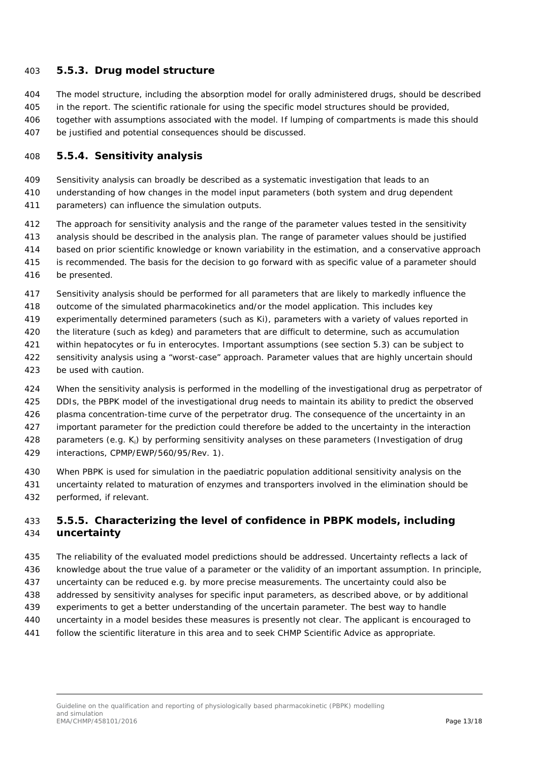### 5.5.3. Drug model structure

The model structure, including the absorption model for orally administered drugs, should be described in the report. The scientific rationale for using the specific model structures should be provided, together with assumptions associated with the model. If lumping of compartments is made this should be justified and potential consequences should be discussed.

### 5.5.4. Sensitivity analysis

Sensitivity analysis can broadly be described as a systematic investigation that leads to an understanding of how changes in the model input parameters (both system and drug dependent parameters) can influence the simulation outputs.

The approach for sensitivity analysis and the range of the parameter values tested in the sensitivity analysis should be described in the analysis plan. The range of parameter values should be justified based on prior scientific knowledge or known variability in the estimation, and a conservative approach is recommended. The basis for the decision to go forward with as specific value of a parameter should be presented.

Sensitivity analysis should be performed for all parameters that are likely to markedly influence the outcome of the simulated pharmacokinetics and/or the model application. This includes key experimentally determined parameters (such as Ki), parameters with a variety of values reported in the literature (such as kdeg) and parameters that are difficult to determine, such as accumulation within hepatocytes or fu in enterocytes. Important assumptions (see section 5.3) can be subject to sensitivity analysis using a "worst-case" approach. Parameter values that are highly uncertain should be used with caution.

When the sensitivity analysis is performed in the modelling of the investigational drug as perpetrator of DDIs, the PBPK model of the investigational drug needs to maintain its ability to predict the observed plasma concentration-time curve of the perpetrator drug. The consequence of the uncertainty in an important parameter for the prediction could therefore be added to the uncertainty in the interaction parameters (e.g. $K_i$) by performing sensitivity analyses on these parameters (Investigation of drug interactions, CPMP/EWP/560/95/Rev. 1).

When PBPK is used for simulation in the paediatric population additional sensitivity analysis on the uncertainty related to maturation of enzymes and transporters involved in the elimination should be performed, if relevant.

### 5.5.5. Characterizing the level of confidence in PBPK models, including uncertainty

The reliability of the evaluated model predictions should be addressed. Uncertainty reflects a lack of knowledge about the true value of a parameter or the validity of an important assumption. In principle, uncertainty can be reduced e.g. by more precise measurements. The uncertainty could also be addressed by sensitivity analyses for specific input parameters, as described above, or by additional experiments to get a better understanding of the uncertain parameter. The best way to handle uncertainty in a model besides these measures is presently not clear. The applicant is encouraged to follow the scientific literature in this area and to seek CHMP Scientific Advice as appropriate.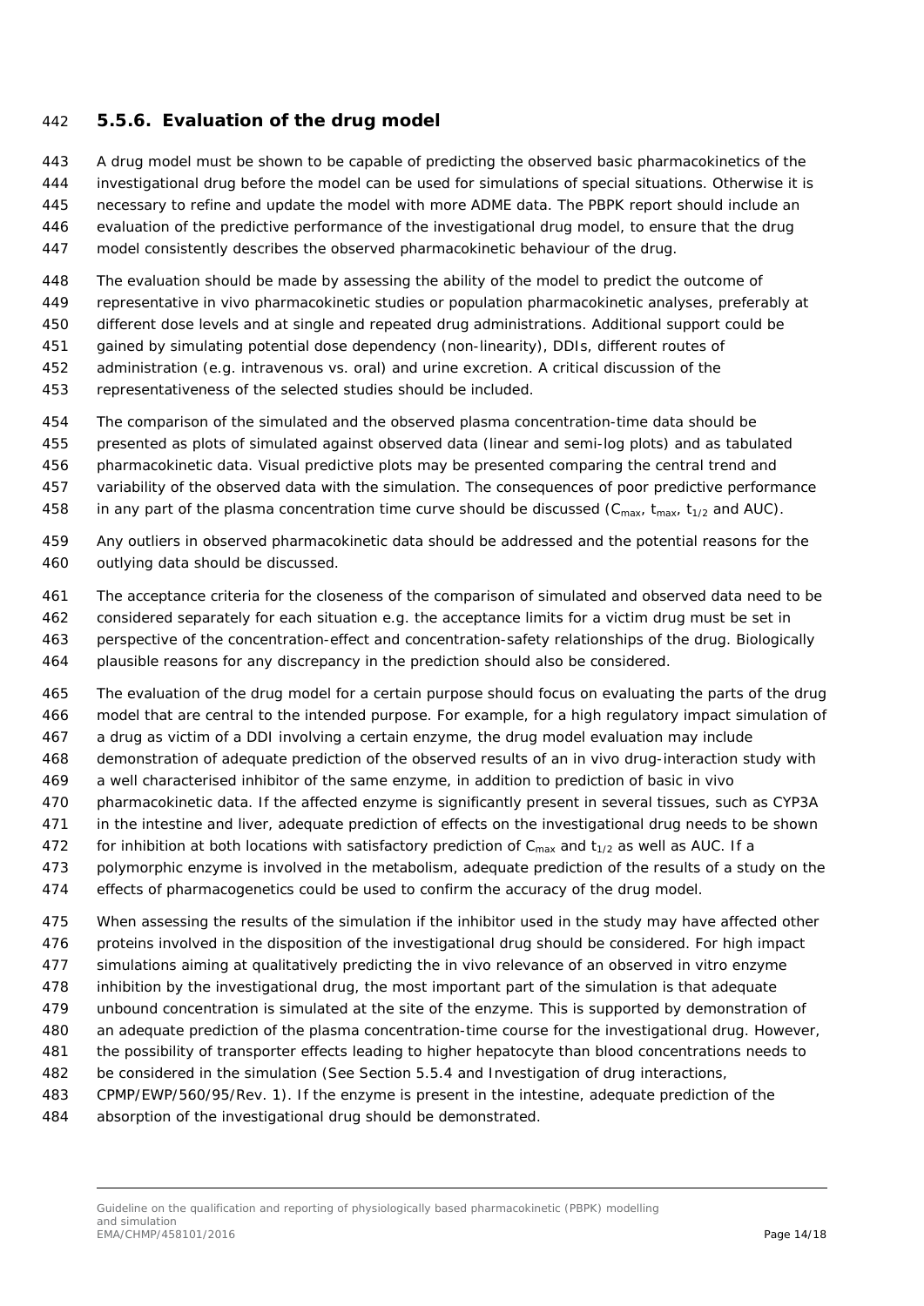### 5.5.6. Evaluation of the drug model

A drug model must be shown to be capable of predicting the observed basic pharmacokinetics of the investigational drug before the model can be used for simulations of special situations. Otherwise it is necessary to refine and update the model with more ADME data. The PBPK report should include an evaluation of the predictive performance of the investigational drug model, to ensure that the drug model consistently describes the observed pharmacokinetic behaviour of the drug.

The evaluation should be made by assessing the ability of the model to predict the outcome of representative in vivo pharmacokinetic studies or population pharmacokinetic analyses, preferably at different dose levels and at single and repeated drug administrations. Additional support could be gained by simulating potential dose dependency (non-linearity), DDIs, different routes of administration (e.g. intravenous vs. oral) and urine excretion. A critical discussion of the representativeness of the selected studies should be included.

The comparison of the simulated and the observed plasma concentration-time data should be presented as plots of simulated against observed data (linear and semi-log plots) and as tabulated pharmacokinetic data. Visual predictive plots may be presented comparing the central trend and variability of the observed data with the simulation. The consequences of poor predictive performance in any part of the plasma concentration time curve should be discussed ($C_{max}$, $t_{max}$, $t_{1/2}$ and AUC).

Any outliers in observed pharmacokinetic data should be addressed and the potential reasons for the outlying data should be discussed.

The acceptance criteria for the closeness of the comparison of simulated and observed data need to be considered separately for each situation e.g. the acceptance limits for a victim drug must be set in perspective of the concentration-effect and concentration-safety relationships of the drug. Biologically plausible reasons for any discrepancy in the prediction should also be considered.

The evaluation of the drug model for a certain purpose should focus on evaluating the parts of the drug model that are central to the intended purpose. For example, for a high regulatory impact simulation of a drug as victim of a DDI involving a certain enzyme, the drug model evaluation may include demonstration of adequate prediction of the observed results of an in vivo drug-interaction study with a well characterised inhibitor of the same enzyme, in addition to prediction of basic in vivo pharmacokinetic data. If the affected enzyme is significantly present in several tissues, such as CYP3A in the intestine and liver, adequate prediction of effects on the investigational drug needs to be shown for inhibition at both locations with satisfactory prediction of $C_{max}$ and $t_{1/2}$ as well as AUC. If a polymorphic enzyme is involved in the metabolism, adequate prediction of the results of a study on the effects of pharmacogenetics could be used to confirm the accuracy of the drug model.

When assessing the results of the simulation if the inhibitor used in the study may have affected other proteins involved in the disposition of the investigational drug should be considered. For high impact simulations aiming at qualitatively predicting the in vivo relevance of an observed in vitro enzyme inhibition by the investigational drug, the most important part of the simulation is that adequate unbound concentration is simulated at the site of the enzyme. This is supported by demonstration of an adequate prediction of the plasma concentration-time course for the investigational drug. However, the possibility of transporter effects leading to higher hepatocyte than blood concentrations needs to be considered in the simulation (See Section 5.5.4 and Investigation of drug interactions, CPMP/EWP/560/95/Rev. 1). If the enzyme is present in the intestine, adequate prediction of the absorption of the investigational drug should be demonstrated.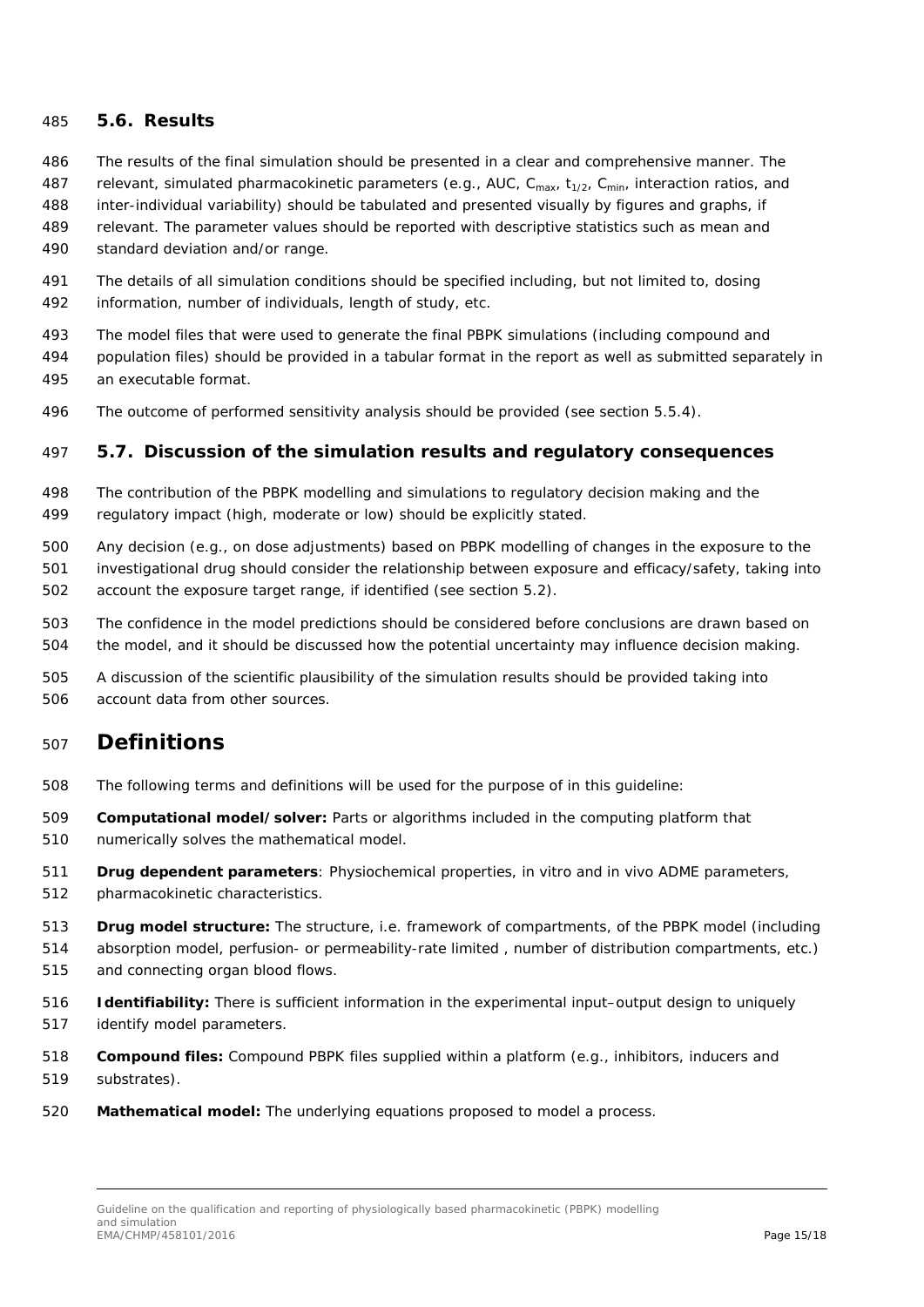### 5.6. Results

The results of the final simulation should be presented in a clear and comprehensive manner. The relevant, simulated pharmacokinetic parameters (e.g., AUC, $C_{max}$, $t_{1/2}$, $C_{min}$, interaction ratios, and inter-individual variability) should be tabulated and presented visually by figures and graphs, if relevant. The parameter values should be reported with descriptive statistics such as mean and standard deviation and/or range.

The details of all simulation conditions should be specified including, but not limited to, dosing information, number of individuals, length of study, etc.

The model files that were used to generate the final PBPK simulations (including compound and population files) should be provided in a tabular format in the report as well as submitted separately in an executable format.

The outcome of performed sensitivity analysis should be provided (see section 5.5.4).

### 5.7. Discussion of the simulation results and regulatory consequences

The contribution of the PBPK modelling and simulations to regulatory decision making and the regulatory impact (high, moderate or low) should be explicitly stated.

Any decision (e.g., on dose adjustments) based on PBPK modelling of changes in the exposure to the investigational drug should consider the relationship between exposure and efficacy/safety, taking into account the exposure target range, if identified (see section 5.2).

The confidence in the model predictions should be considered before conclusions are drawn based on the model, and it should be discussed how the potential uncertainty may influence decision making.

A discussion of the scientific plausibility of the simulation results should be provided taking into account data from other sources.

# Definitions

The following terms and definitions will be used for the purpose of in this guideline:

**Computational model/solver:** Parts or algorithms included in the computing platform that numerically solves the mathematical model.

**Drug dependent parameters**: Physiochemical properties, in vitro and in vivo ADME parameters, pharmacokinetic characteristics.

**Drug model structure:** The structure, i.e. framework of compartments, of the PBPK model (including absorption model, perfusion- or permeability-rate limited , number of distribution compartments, etc.) and connecting organ blood flows.

**Identifiability:** There is sufficient information in the experimental input–output design to uniquely identify model parameters.

**Compound files:** Compound PBPK files supplied within a platform (e.g., inhibitors, inducers and substrates).

**Mathematical model:** The underlying equations proposed to model a process.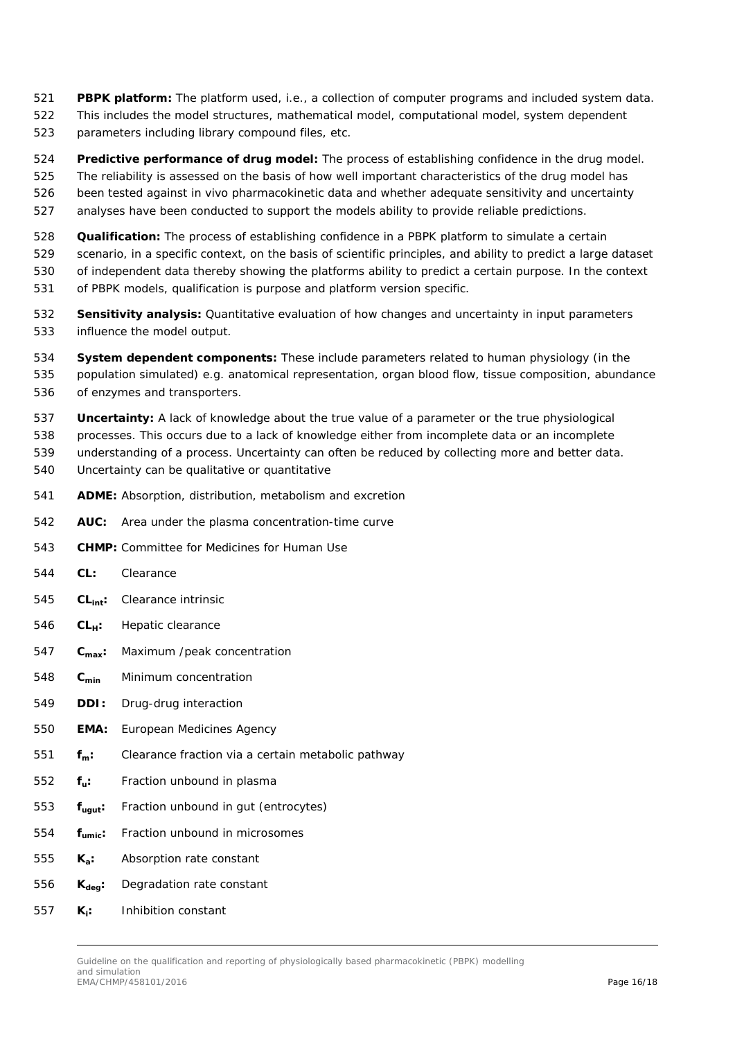**PBPK platform:** The platform used, i.e., a collection of computer programs and included system data. This includes the model structures, mathematical model, computational model, system dependent parameters including library compound files, etc.

**Predictive performance of drug model:** The process of establishing confidence in the drug model. The reliability is assessed on the basis of how well important characteristics of the drug model has been tested against in vivo pharmacokinetic data and whether adequate sensitivity and uncertainty analyses have been conducted to support the models ability to provide reliable predictions.

**Qualification:** The process of establishing confidence in a PBPK platform to simulate a certain scenario, in a specific context, on the basis of scientific principles, and ability to predict a large dataset of independent data thereby showing the platforms ability to predict a certain purpose. In the context of PBPK models, qualification is purpose and platform version specific.

**Sensitivity analysis:** Quantitative evaluation of how changes and uncertainty in input parameters influence the model output.

**System dependent components:** These include parameters related to human physiology (in the population simulated) e.g. anatomical representation, organ blood flow, tissue composition, abundance of enzymes and transporters.

**Uncertainty:** A lack of knowledge about the true value of a parameter or the true physiological processes. This occurs due to a lack of knowledge either from incomplete data or an incomplete understanding of a process. Uncertainty can often be reduced by collecting more and better data. Uncertainty can be qualitative or quantitative

**ADME:** Absorption, distribution, metabolism and excretion

**AUC:** Area under the plasma concentration-time curve

**CHMP:** Committee for Medicines for Human Use

**CL:** Clearance

**$CL_{int}$:** Clearance intrinsic

**$CL_H$:** Hepatic clearance

**$C_{max}$:** Maximum /peak concentration

**$C_{min}$** Minimum concentration

**DDI:** Drug-drug interaction

**EMA:** European Medicines Agency

**$f_m$:** Clearance fraction via a certain metabolic pathway

**$f_u$:** Fraction unbound in plasma

**$f_{ugut}$:** Fraction unbound in gut (entrocytes)

**$f_{umic}$:** Fraction unbound in microsomes

**$K_a$:** Absorption rate constant

**$K_{deg}$:** Degradation rate constant

**$K_i$:** Inhibition constant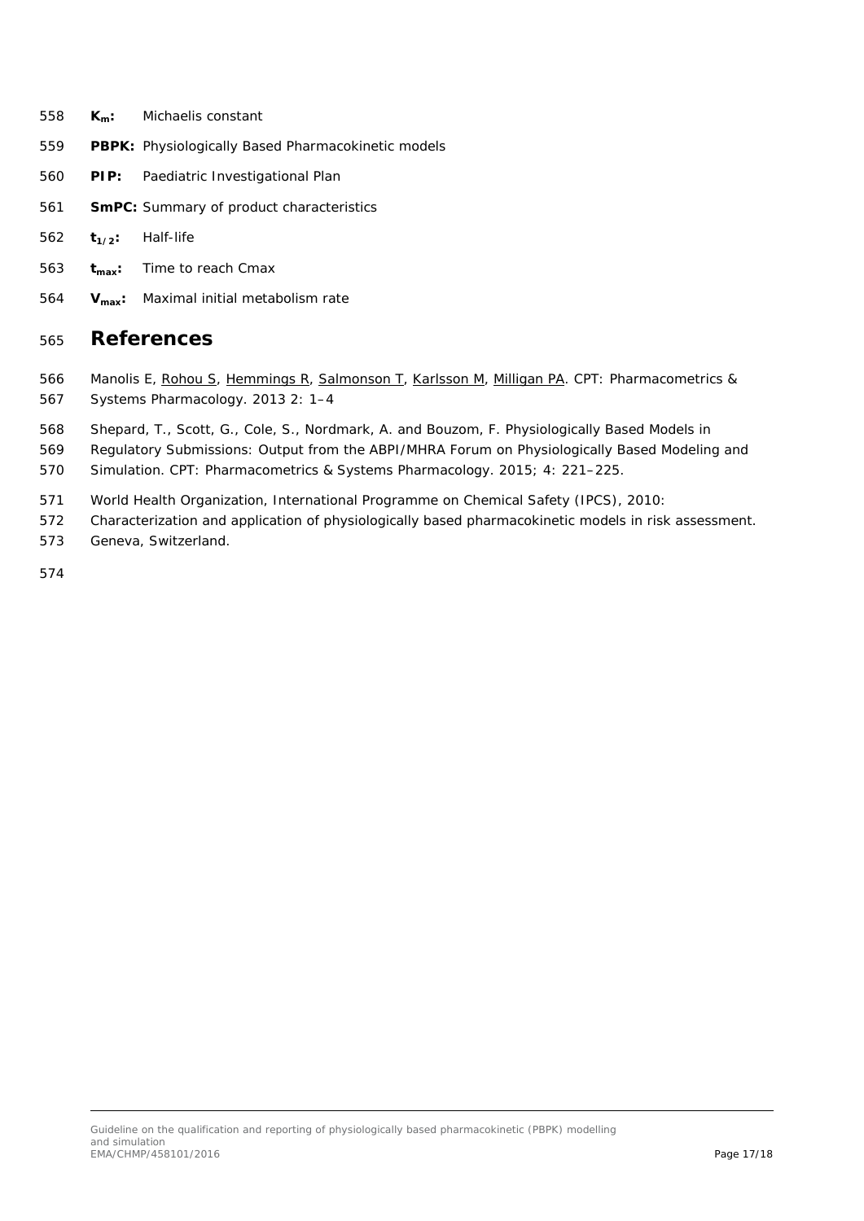**$K_m$:** Michaelis constant

**PBPK:** Physiologically Based Pharmacokinetic models

**PIP:** Paediatric Investigational Plan

**SmPC:** Summary of product characteristics

**$t_{1/2}$:** Half-life

**$t_{max}$:** Time to reach Cmax

**$V_{max}$:** Maximal initial metabolism rate

# References

Manolis E, Rohou S, Hemmings R, Salmonson T, Karlsson M, Milligan PA. CPT: Pharmacometrics & Systems Pharmacology. 2013 2: 1–4

Shepard, T., Scott, G., Cole, S., Nordmark, A. and Bouzom, F. Physiologically Based Models in Regulatory Submissions: Output from the ABPI/MHRA Forum on Physiologically Based Modeling and Simulation. CPT: Pharmacometrics & Systems Pharmacology. 2015; 4: 221–225.

World Health Organization, International Programme on Chemical Safety (IPCS), 2010: Characterization and application of physiologically based pharmacokinetic models in risk assessment. Geneva, Switzerland.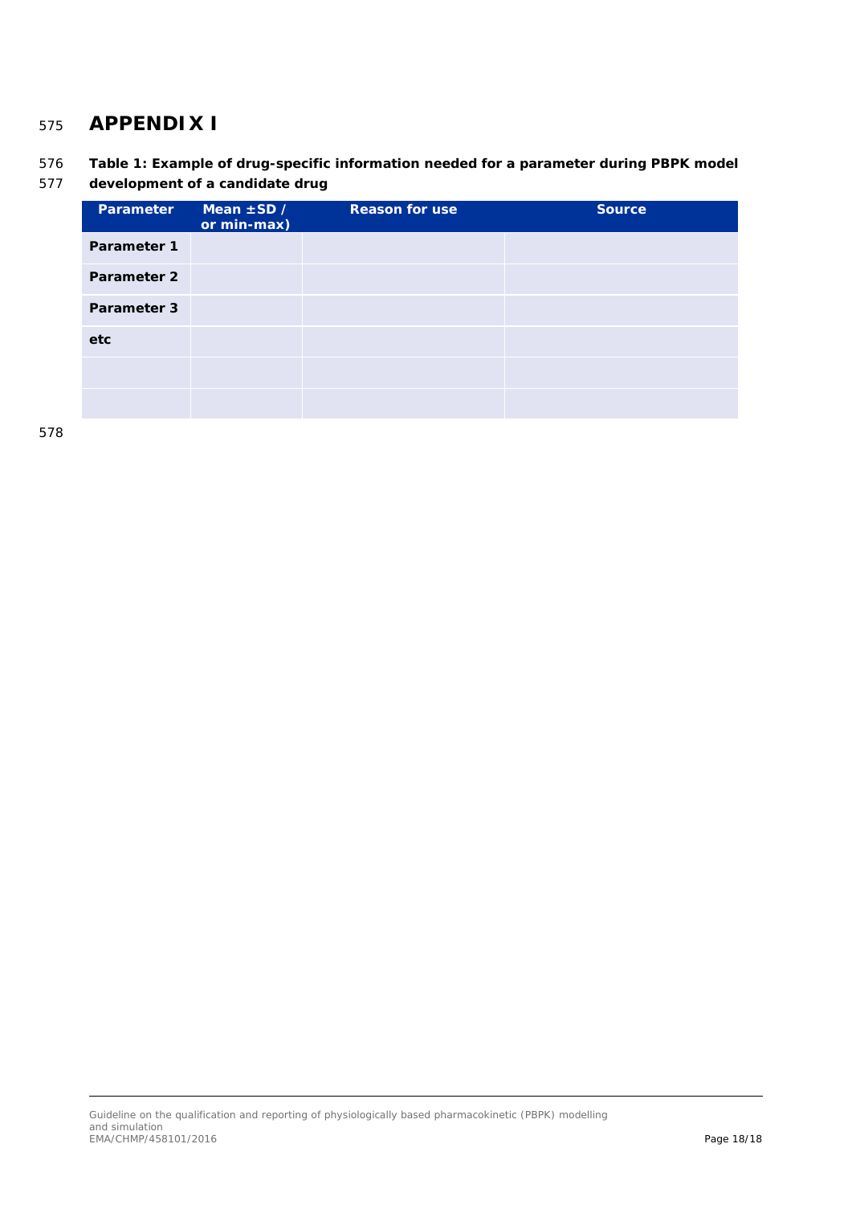# APPENDIX I

**Table 1: Example of drug-specific information needed for a parameter during PBPK model development of a candidate drug**

| Parameter | Mean ±SD / or min-max) | Reason for use | Source |
|---|---|---|---|
| **Parameter 1** | | | |
| **Parameter 2** | | | |
| **Parameter 3** | | | |
| **etc** | | | |
| | | | |
| | | | |